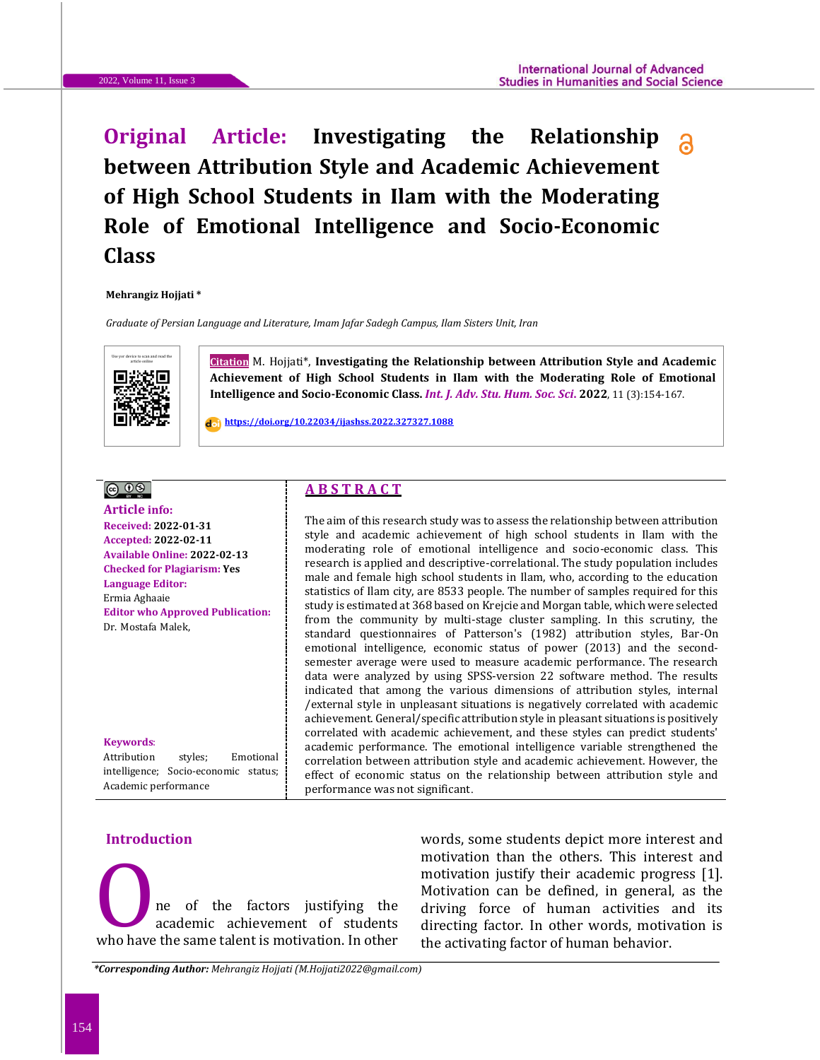# Original Article: Investigating the Relationship between Attribution Style and Academic Achievement of High School Students in Ilam with the Moderating Role of Emotional Intelligence and Socio-Economic Class

**Mehrangiz Hojjati ***

*Graduate of Persian Language and Literature, Imam Jafar Sadegh Campus, Ilam Sisters Unit, Iran*

Use yor device to scan and read the article online

**Citation** M. Hojjati*, **Investigating the Relationship between Attribution Style and Academic Achievement of High School Students in Ilam with the Moderating Role of Emotional Intelligence and Socio-Economic Class.** *Int. J. Adv. Stu. Hum. Soc. Sci.* **2022**, 11 (3):154-167.

https://doi.org/10.22034/ijashss.2022.327327.1088

**Article info:**
**Received:** 2022-01-31
**Accepted:** 2022-02-11
**Available Online:** 2022-02-13
**Checked for Plagiarism:** Yes
**Language Editor:**
Ermia Aghaaie
**Editor who Approved Publication:**
Dr. Mostafa Malek,

**Keywords**:
Attribution styles; Emotional intelligence; Socio-economic status; Academic performance

## ABSTRACT

The aim of this research study was to assess the relationship between attribution style and academic achievement of high school students in Ilam with the moderating role of emotional intelligence and socio-economic class. This research is applied and descriptive-correlational. The study population includes male and female high school students in Ilam, who, according to the education statistics of Ilam city, are 8533 people. The number of samples required for this study is estimated at 368 based on Krejcie and Morgan table, which were selected from the community by multi-stage cluster sampling. In this scrutiny, the standard questionnaires of Patterson's (1982) attribution styles, Bar-On emotional intelligence, economic status of power (2013) and the second-semester average were used to measure academic performance. The research data were analyzed by using SPSS-version 22 software method. The results indicated that among the various dimensions of attribution styles, internal /external style in unpleasant situations is negatively correlated with academic achievement. General/specific attribution style in pleasant situations is positively correlated with academic achievement, and these styles can predict students' academic performance. The emotional intelligence variable strengthened the correlation between attribution style and academic achievement. However, the effect of economic status on the relationship between attribution style and performance was not significant.

## Introduction

One of the factors justifying the academic achievement of students who have the same talent is motivation. In other words, some students depict more interest and motivation than the others. This interest and motivation justify their academic progress [1]. Motivation can be defined, in general, as the driving force of human activities and its directing factor. In other words, motivation is the activating factor of human behavior.

***Corresponding Author:*** *Mehrangiz Hojjati (M.Hojjati2022@gmail.com)*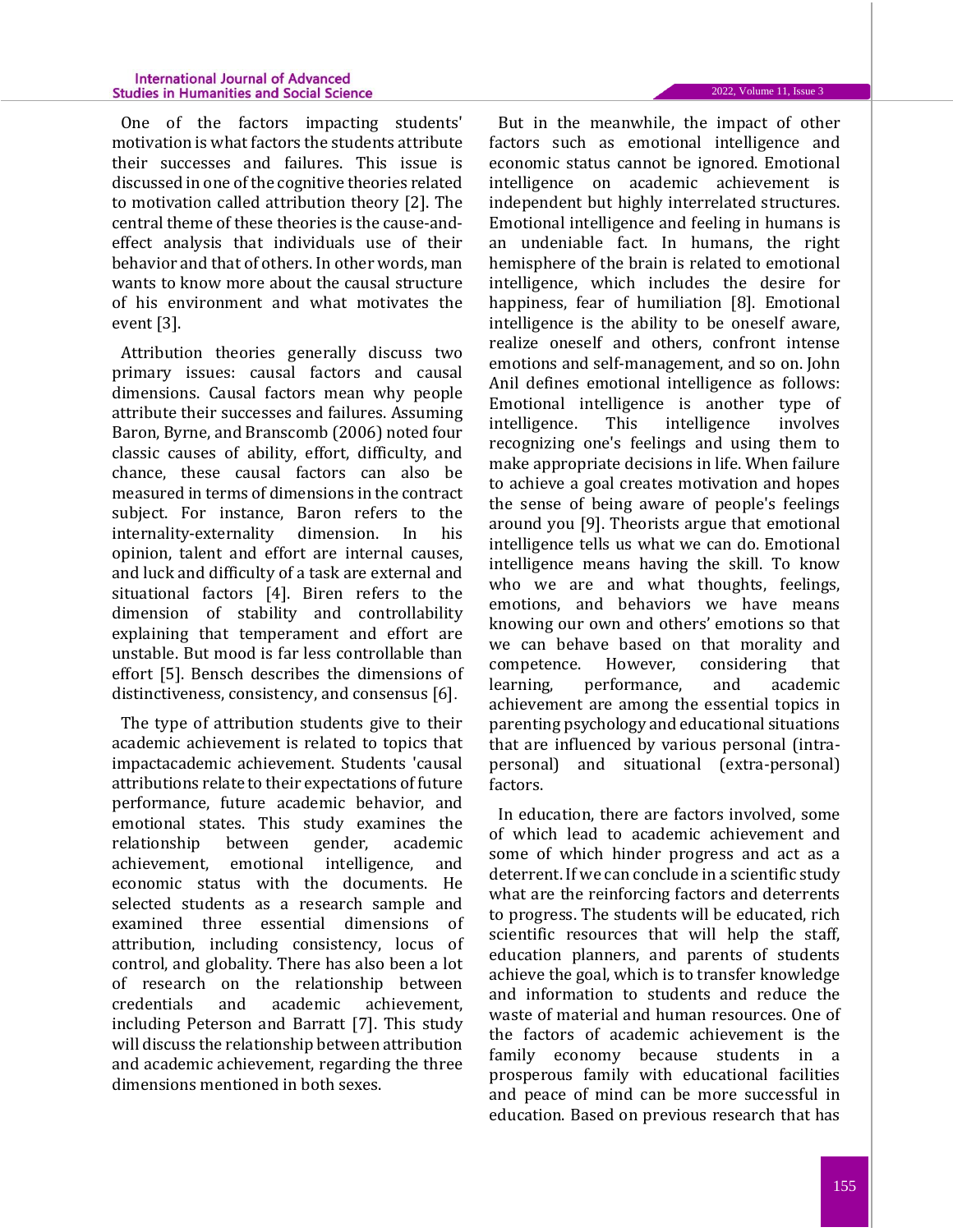One of the factors impacting students' motivation is what factors the students attribute their successes and failures. This issue is discussed in one of the cognitive theories related to motivation called attribution theory [2]. The central theme of these theories is the cause-and-effect analysis that individuals use of their behavior and that of others. In other words, man wants to know more about the causal structure of his environment and what motivates the event [3].

Attribution theories generally discuss two primary issues: causal factors and causal dimensions. Causal factors mean why people attribute their successes and failures. Assuming Baron, Byrne, and Branscomb (2006) noted four classic causes of ability, effort, difficulty, and chance, these causal factors can also be measured in terms of dimensions in the contract subject. For instance, Baron refers to the internality-externality dimension. In his opinion, talent and effort are internal causes, and luck and difficulty of a task are external and situational factors [4]. Biren refers to the dimension of stability and controllability explaining that temperament and effort are unstable. But mood is far less controllable than effort [5]. Bensch describes the dimensions of distinctiveness, consistency, and consensus [6].

The type of attribution students give to their academic achievement is related to topics that impactacademic achievement. Students 'causal attributions relate to their expectations of future performance, future academic behavior, and emotional states. This study examines the relationship between gender, academic achievement, emotional intelligence, and economic status with the documents. He selected students as a research sample and examined three essential dimensions of attribution, including consistency, locus of control, and globality. There has also been a lot of research on the relationship between credentials and academic achievement, including Peterson and Barratt [7]. This study will discuss the relationship between attribution and academic achievement, regarding the three dimensions mentioned in both sexes.

But in the meanwhile, the impact of other factors such as emotional intelligence and economic status cannot be ignored. Emotional intelligence on academic achievement is independent but highly interrelated structures. Emotional intelligence and feeling in humans is an undeniable fact. In humans, the right hemisphere of the brain is related to emotional intelligence, which includes the desire for happiness, fear of humiliation [8]. Emotional intelligence is the ability to be oneself aware, realize oneself and others, confront intense emotions and self-management, and so on. John Anil defines emotional intelligence as follows: Emotional intelligence is another type of intelligence. This intelligence involves recognizing one's feelings and using them to make appropriate decisions in life. When failure to achieve a goal creates motivation and hopes the sense of being aware of people's feelings around you [9]. Theorists argue that emotional intelligence tells us what we can do. Emotional intelligence means having the skill. To know who we are and what thoughts, feelings, emotions, and behaviors we have means knowing our own and others' emotions so that we can behave based on that morality and competence. However, considering that learning, performance, and academic achievement are among the essential topics in parenting psychology and educational situations that are influenced by various personal (intra-personal) and situational (extra-personal) factors.

In education, there are factors involved, some of which lead to academic achievement and some of which hinder progress and act as a deterrent. If we can conclude in a scientific study what are the reinforcing factors and deterrents to progress. The students will be educated, rich scientific resources that will help the staff, education planners, and parents of students achieve the goal, which is to transfer knowledge and information to students and reduce the waste of material and human resources. One of the factors of academic achievement is the family economy because students in a prosperous family with educational facilities and peace of mind can be more successful in education. Based on previous research that has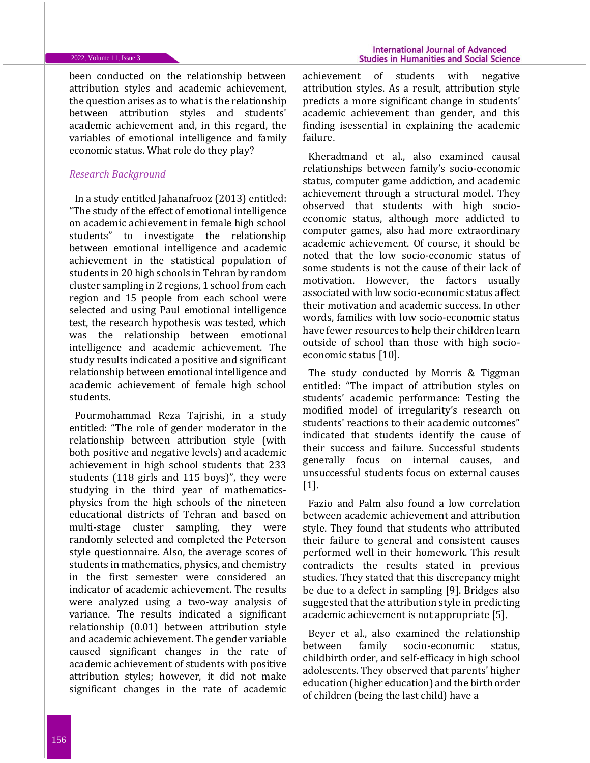been conducted on the relationship between attribution styles and academic achievement, the question arises as to what is the relationship between attribution styles and students' academic achievement and, in this regard, the variables of emotional intelligence and family economic status. What role do they play?

### *Research Background*

In a study entitled Jahanafrooz (2013) entitled: "The study of the effect of emotional intelligence on academic achievement in female high school students" to investigate the relationship between emotional intelligence and academic achievement in the statistical population of students in 20 high schools in Tehran by random cluster sampling in 2 regions, 1 school from each region and 15 people from each school were selected and using Paul emotional intelligence test, the research hypothesis was tested, which was the relationship between emotional intelligence and academic achievement. The study results indicated a positive and significant relationship between emotional intelligence and academic achievement of female high school students.

Pourmohammad Reza Tajrishi, in a study entitled: "The role of gender moderator in the relationship between attribution style (with both positive and negative levels) and academic achievement in high school students that 233 students (118 girls and 115 boys)", they were studying in the third year of mathematics-physics from the high schools of the nineteen educational districts of Tehran and based on multi-stage cluster sampling, they were randomly selected and completed the Peterson style questionnaire. Also, the average scores of students in mathematics, physics, and chemistry in the first semester were considered an indicator of academic achievement. The results were analyzed using a two-way analysis of variance. The results indicated a significant relationship (0.01) between attribution style and academic achievement. The gender variable caused significant changes in the rate of academic achievement of students with positive attribution styles; however, it did not make significant changes in the rate of academic achievement of students with negative attribution styles. As a result, attribution style predicts a more significant change in students' academic achievement than gender, and this finding isessential in explaining the academic failure.

Kheradmand et al., also examined causal relationships between family's socio-economic status, computer game addiction, and academic achievement through a structural model. They observed that students with high socio-economic status, although more addicted to computer games, also had more extraordinary academic achievement. Of course, it should be noted that the low socio-economic status of some students is not the cause of their lack of motivation. However, the factors usually associated with low socio-economic status affect their motivation and academic success. In other words, families with low socio-economic status have fewer resources to help their children learn outside of school than those with high socio-economic status [10].

The study conducted by Morris & Tiggman entitled: "The impact of attribution styles on students' academic performance: Testing the modified model of irregularity's research on students' reactions to their academic outcomes" indicated that students identify the cause of their success and failure. Successful students generally focus on internal causes, and unsuccessful students focus on external causes [1].

Fazio and Palm also found a low correlation between academic achievement and attribution style. They found that students who attributed their failure to general and consistent causes performed well in their homework. This result contradicts the results stated in previous studies. They stated that this discrepancy might be due to a defect in sampling [9]. Bridges also suggested that the attribution style in predicting academic achievement is not appropriate [5].

Beyer et al., also examined the relationship between family socio-economic status, childbirth order, and self-efficacy in high school adolescents. They observed that parents' higher education (higher education) and the birth order of children (being the last child) have a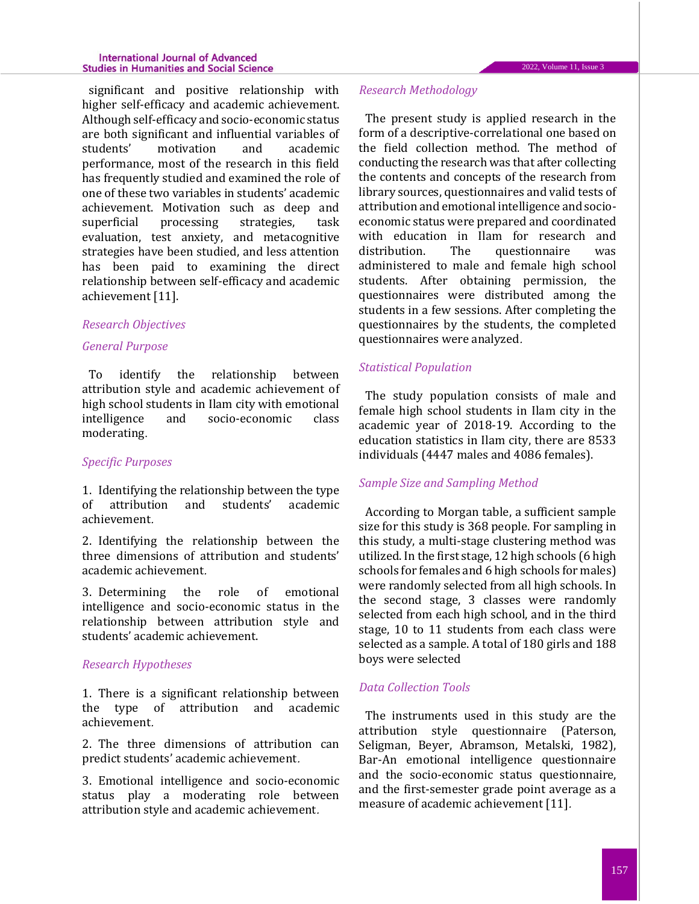significant and positive relationship with higher self-efficacy and academic achievement. Although self-efficacy and socio-economic status are both significant and influential variables of students' motivation and academic performance, most of the research in this field has frequently studied and examined the role of one of these two variables in students' academic achievement. Motivation such as deep and superficial processing strategies, task evaluation, test anxiety, and metacognitive strategies have been studied, and less attention has been paid to examining the direct relationship between self-efficacy and academic achievement [11].

### *Research Objectives*

### *General Purpose*

To identify the relationship between attribution style and academic achievement of high school students in Ilam city with emotional intelligence and socio-economic class moderating.

### *Specific Purposes*

1. Identifying the relationship between the type of attribution and students' academic achievement.

2. Identifying the relationship between the three dimensions of attribution and students' academic achievement.

3. Determining the role of emotional intelligence and socio-economic status in the relationship between attribution style and students' academic achievement.

### *Research Hypotheses*

1. There is a significant relationship between the type of attribution and academic achievement.

2. The three dimensions of attribution can predict students' academic achievement.

3. Emotional intelligence and socio-economic status play a moderating role between attribution style and academic achievement.

### *Research Methodology*

The present study is applied research in the form of a descriptive-correlational one based on the field collection method. The method of conducting the research was that after collecting the contents and concepts of the research from library sources, questionnaires and valid tests of attribution and emotional intelligence and socio-economic status were prepared and coordinated with education in Ilam for research and distribution. The questionnaire was administered to male and female high school students. After obtaining permission, the questionnaires were distributed among the students in a few sessions. After completing the questionnaires by the students, the completed questionnaires were analyzed.

### *Statistical Population*

The study population consists of male and female high school students in Ilam city in the academic year of 2018-19. According to the education statistics in Ilam city, there are 8533 individuals (4447 males and 4086 females).

### *Sample Size and Sampling Method*

According to Morgan table, a sufficient sample size for this study is 368 people. For sampling in this study, a multi-stage clustering method was utilized. In the first stage, 12 high schools (6 high schools for females and 6 high schools for males) were randomly selected from all high schools. In the second stage, 3 classes were randomly selected from each high school, and in the third stage, 10 to 11 students from each class were selected as a sample. A total of 180 girls and 188 boys were selected

### *Data Collection Tools*

The instruments used in this study are the attribution style questionnaire (Paterson, Seligman, Beyer, Abramson, Metalski, 1982), Bar-An emotional intelligence questionnaire and the socio-economic status questionnaire, and the first-semester grade point average as a measure of academic achievement [11].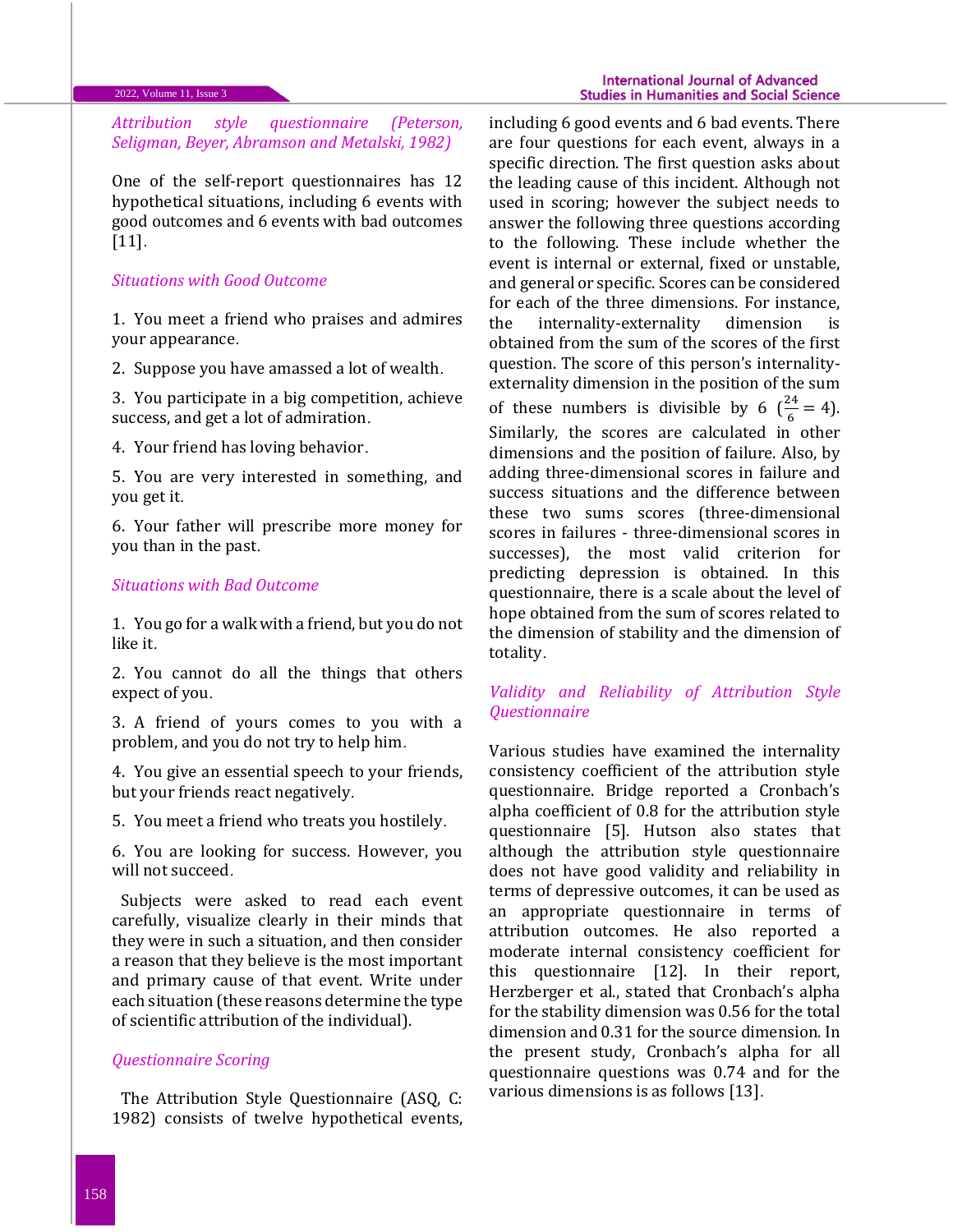### *Attribution style questionnaire (Peterson, Seligman, Beyer, Abramson and Metalski, 1982)*

One of the self-report questionnaires has 12 hypothetical situations, including 6 events with good outcomes and 6 events with bad outcomes [11].

#### *Situations with Good Outcome*

1. You meet a friend who praises and admires your appearance.
2. Suppose you have amassed a lot of wealth.
3. You participate in a big competition, achieve success, and get a lot of admiration.
4. Your friend has loving behavior.
5. You are very interested in something, and you get it.
6. Your father will prescribe more money for you than in the past.

#### *Situations with Bad Outcome*

1. You go for a walk with a friend, but you do not like it.
2. You cannot do all the things that others expect of you.
3. A friend of yours comes to you with a problem, and you do not try to help him.
4. You give an essential speech to your friends, but your friends react negatively.
5. You meet a friend who treats you hostilely.
6. You are looking for success. However, you will not succeed.

Subjects were asked to read each event carefully, visualize clearly in their minds that they were in such a situation, and then consider a reason that they believe is the most important and primary cause of that event. Write under each situation (these reasons determine the type of scientific attribution of the individual).

#### *Questionnaire Scoring*

The Attribution Style Questionnaire (ASQ, C: 1982) consists of twelve hypothetical events, including 6 good events and 6 bad events. There are four questions for each event, always in a specific direction. The first question asks about the leading cause of this incident. Although not used in scoring; however the subject needs to answer the following three questions according to the following. These include whether the event is internal or external, fixed or unstable, and general or specific. Scores can be considered for each of the three dimensions. For instance, the internality-externality dimension is obtained from the sum of the scores of the first question. The score of this person's internality-externality dimension in the position of the sum of these numbers is divisible by 6 ($\frac{24}{6} = 4$). Similarly, the scores are calculated in other dimensions and the position of failure. Also, by adding three-dimensional scores in failure and success situations and the difference between these two sums scores (three-dimensional scores in failures - three-dimensional scores in successes), the most valid criterion for predicting depression is obtained. In this questionnaire, there is a scale about the level of hope obtained from the sum of scores related to the dimension of stability and the dimension of totality.

#### *Validity and Reliability of Attribution Style Questionnaire*

Various studies have examined the internality consistency coefficient of the attribution style questionnaire. Bridge reported a Cronbach's alpha coefficient of 0.8 for the attribution style questionnaire [5]. Hutson also states that although the attribution style questionnaire does not have good validity and reliability in terms of depressive outcomes, it can be used as an appropriate questionnaire in terms of attribution outcomes. He also reported a moderate internal consistency coefficient for this questionnaire [12]. In their report, Herzberger et al., stated that Cronbach's alpha for the stability dimension was 0.56 for the total dimension and 0.31 for the source dimension. In the present study, Cronbach's alpha for all questionnaire questions was 0.74 and for the various dimensions is as follows [13].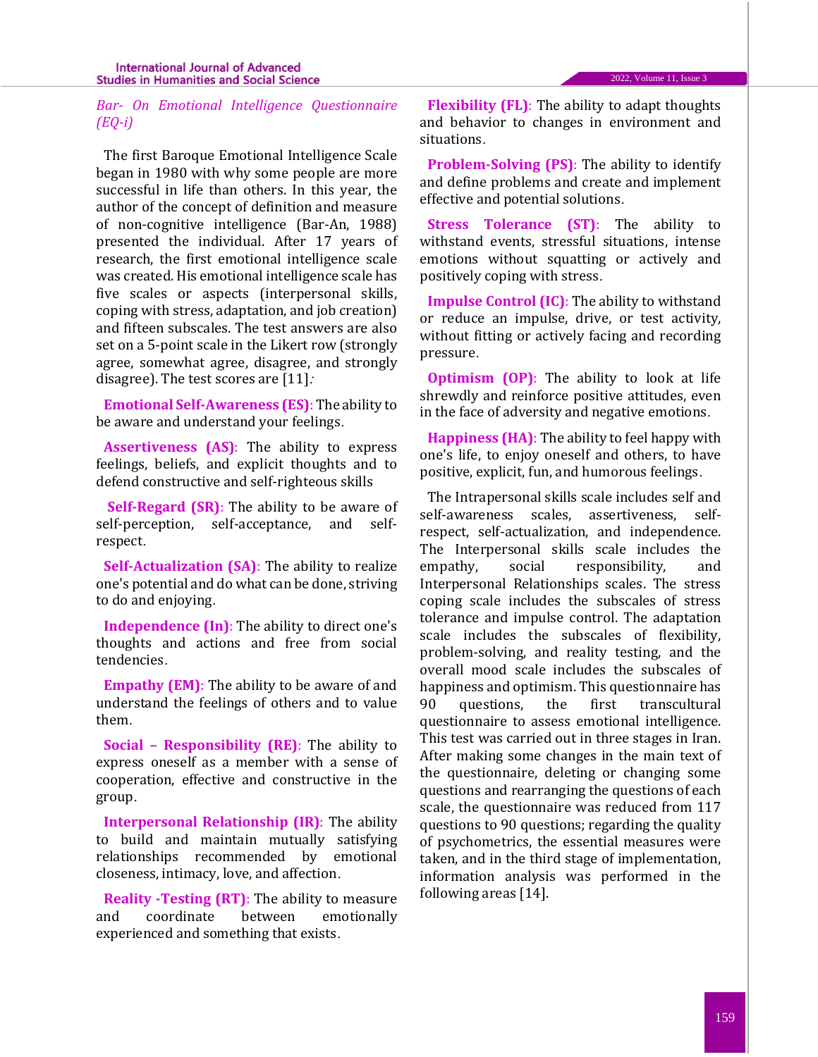*Bar- On Emotional Intelligence Questionnaire (EQ-i)*

The first Baroque Emotional Intelligence Scale began in 1980 with why some people are more successful in life than others. In this year, the author of the concept of definition and measure of non-cognitive intelligence (Bar-An, 1988) presented the individual. After 17 years of research, the first emotional intelligence scale was created. His emotional intelligence scale has five scales or aspects (interpersonal skills, coping with stress, adaptation, and job creation) and fifteen subscales. The test answers are also set on a 5-point scale in the Likert row (strongly agree, somewhat agree, disagree, and strongly disagree). The test scores are [11]*:*

**Emotional Self-Awareness (ES)**: The ability to be aware and understand your feelings*.*

**Assertiveness (AS)**: The ability to express feelings, beliefs, and explicit thoughts and to defend constructive and self-righteous skills

**Self-Regard (SR)**: The ability to be aware of self-perception, self-acceptance, and self-respect*.*

**Self-Actualization (SA)**: The ability to realize one's potential and do what can be done, striving to do and enjoying*.*

**Independence (In)**: The ability to direct one's thoughts and actions and free from social tendencies*.*

**Empathy (EM)**: The ability to be aware of and understand the feelings of others and to value them*.*

**Social – Responsibility (RE)**: The ability to express oneself as a member with a sense of cooperation, effective and constructive in the group*.*

**Interpersonal Relationship (IR)**: The ability to build and maintain mutually satisfying relationships recommended by emotional closeness, intimacy, love, and affection*.*

**Reality -Testing (RT)**: The ability to measure and coordinate between emotionally experienced and something that exists*.*

**Flexibility (FL)**: The ability to adapt thoughts and behavior to changes in environment and situations*.*

**Problem-Solving (PS)**: The ability to identify and define problems and create and implement effective and potential solutions*.*

**Stress Tolerance (ST)**: The ability to withstand events, stressful situations, intense emotions without squatting or actively and positively coping with stress*.*

**Impulse Control (IC)**: The ability to withstand or reduce an impulse, drive, or test activity, without fitting or actively facing and recording pressure*.*

**Optimism (OP)**: The ability to look at life shrewdly and reinforce positive attitudes, even in the face of adversity and negative emotions*.*

**Happiness (HA)**: The ability to feel happy with one's life, to enjoy oneself and others, to have positive, explicit, fun, and humorous feelings*.*

The Intrapersonal skills scale includes self and self-awareness scales, assertiveness, self-respect, self-actualization, and independence. The Interpersonal skills scale includes the empathy, social responsibility, and Interpersonal Relationships scales. The stress coping scale includes the subscales of stress tolerance and impulse control. The adaptation scale includes the subscales of flexibility, problem-solving, and reality testing, and the overall mood scale includes the subscales of happiness and optimism. This questionnaire has 90 questions, the first transcultural questionnaire to assess emotional intelligence. This test was carried out in three stages in Iran. After making some changes in the main text of the questionnaire, deleting or changing some questions and rearranging the questions of each scale, the questionnaire was reduced from 117 questions to 90 questions; regarding the quality of psychometrics, the essential measures were taken, and in the third stage of implementation, information analysis was performed in the following areas [14].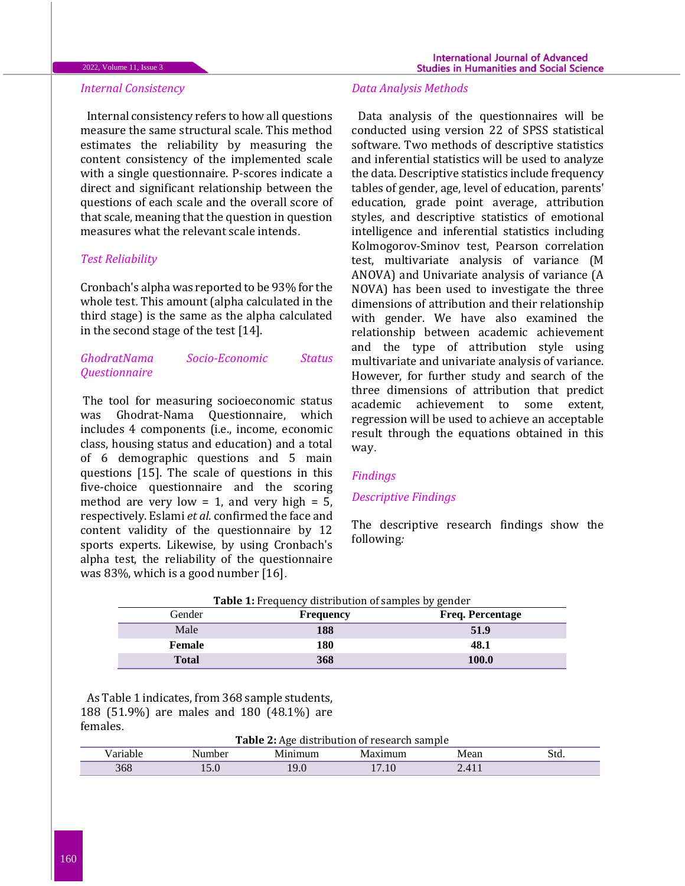### *Internal Consistency*

Internal consistency refers to how all questions measure the same structural scale. This method estimates the reliability by measuring the content consistency of the implemented scale with a single questionnaire. P-scores indicate a direct and significant relationship between the questions of each scale and the overall score of that scale, meaning that the question in question measures what the relevant scale intends.

### *Test Reliability*

Cronbach's alpha was reported to be 93% for the whole test. This amount (alpha calculated in the third stage) is the same as the alpha calculated in the second stage of the test [14].

### *GhodratNama Socio-Economic Status Questionnaire*

The tool for measuring socioeconomic status was Ghodrat-Nama Questionnaire, which includes 4 components (i.e., income, economic class, housing status and education) and a total of 6 demographic questions and 5 main questions [15]. The scale of questions in this five-choice questionnaire and the scoring method are very low = 1, and very high = 5, respectively. Eslami *et al.* confirmed the face and content validity of the questionnaire by 12 sports experts. Likewise, by using Cronbach's alpha test, the reliability of the questionnaire was 83%, which is a good number [16].

### *Data Analysis Methods*

Data analysis of the questionnaires will be conducted using version 22 of SPSS statistical software. Two methods of descriptive statistics and inferential statistics will be used to analyze the data. Descriptive statistics include frequency tables of gender, age, level of education, parents' education, grade point average, attribution styles, and descriptive statistics of emotional intelligence and inferential statistics including Kolmogorov-Sminov test, Pearson correlation test, multivariate analysis of variance (M ANOVA) and Univariate analysis of variance (A NOVA) has been used to investigate the three dimensions of attribution and their relationship with gender. We have also examined the relationship between academic achievement and the type of attribution style using multivariate and univariate analysis of variance. However, for further study and search of the three dimensions of attribution that predict academic achievement to some extent, regression will be used to achieve an acceptable result through the equations obtained in this way.

## *Findings*

### *Descriptive Findings*

The descriptive research findings show the following:

**Table 1:** Frequency distribution of samples by gender

| Gender | Frequency | Freq. Percentage |
|---|---|---|
| Male | **188** | **51.9** |
| **Female** | **180** | **48.1** |
| **Total** | **368** | **100.0** |

As Table 1 indicates, from 368 sample students, 188 (51.9%) are males and 180 (48.1%) are females.

**Table 2:** Age distribution of research sample

| Variable | Number | Minimum | Maximum | Mean | Std. |
|---|---|---|---|---|---|
| 368 | 15.0 | 19.0 | 17.10 | 2.411 | |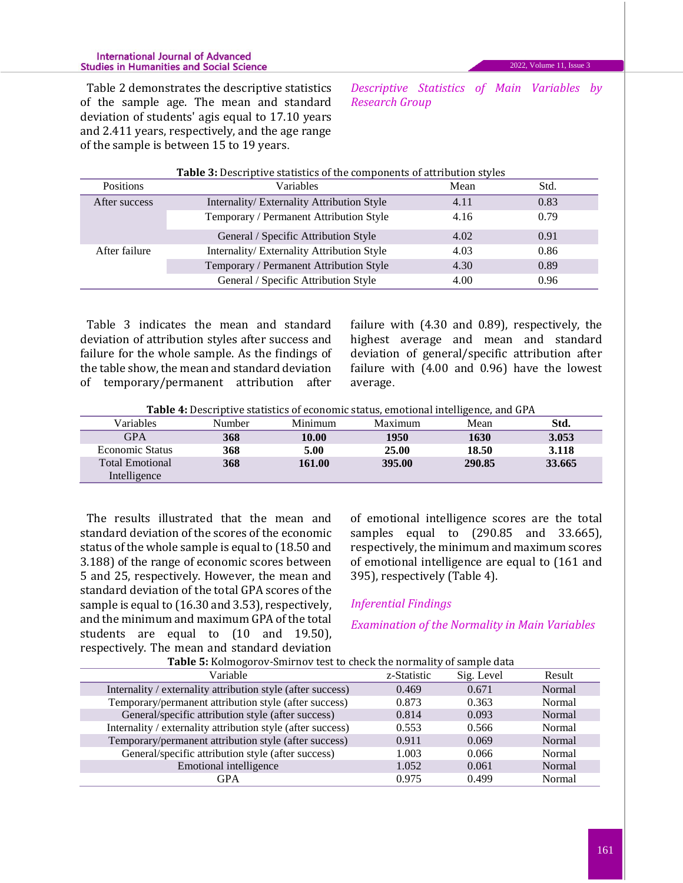Table 2 demonstrates the descriptive statistics of the sample age. The mean and standard deviation of students' agis equal to 17.10 years and 2.411 years, respectively, and the age range of the sample is between 15 to 19 years.

### *Descriptive Statistics of Main Variables by Research Group*

**Table 3:** Descriptive statistics of the components of attribution styles

| Positions | Variables | Mean | Std. |
|---|---|---|---|
| After success | Internality/ Externality Attribution Style | 4.11 | 0.83 |
| | Temporary / Permanent Attribution Style | 4.16 | 0.79 |
| | General / Specific Attribution Style | 4.02 | 0.91 |
| After failure | Internality/ Externality Attribution Style | 4.03 | 0.86 |
| | Temporary / Permanent Attribution Style | 4.30 | 0.89 |
| | General / Specific Attribution Style | 4.00 | 0.96 |

Table 3 indicates the mean and standard deviation of attribution styles after success and failure for the whole sample. As the findings of the table show, the mean and standard deviation of temporary/permanent attribution after failure with (4.30 and 0.89), respectively, the highest average and mean and standard deviation of general/specific attribution after failure with (4.00 and 0.96) have the lowest average.

**Table 4:** Descriptive statistics of economic status, emotional intelligence, and GPA

| Variables | Number | Minimum | Maximum | Mean | Std. |
|---|---|---|---|---|---|
| GPA | **368** | **10.00** | **1950** | **1630** | **3.053** |
| Economic Status | **368** | **5.00** | **25.00** | **18.50** | **3.118** |
| Total Emotional Intelligence | **368** | **161.00** | **395.00** | **290.85** | **33.665** |

The results illustrated that the mean and standard deviation of the scores of the economic status of the whole sample is equal to (18.50 and 3.188) of the range of economic scores between 5 and 25, respectively. However, the mean and standard deviation of the total GPA scores of the sample is equal to (16.30 and 3.53), respectively, and the minimum and maximum GPA of the total students are equal to (10 and 19.50), respectively. The mean and standard deviation of emotional intelligence scores are the total samples equal to (290.85 and 33.665), respectively, the minimum and maximum scores of emotional intelligence are equal to (161 and 395), respectively (Table 4).

## *Inferential Findings*

### *Examination of the Normality in Main Variables*

**Table 5:** Kolmogorov-Smirnov test to check the normality of sample data

| Variable | z-Statistic | Sig. Level | Result |
|---|---|---|---|
| Internality / externality attribution style (after success) | 0.469 | 0.671 | Normal |
| Temporary/permanent attribution style (after success) | 0.873 | 0.363 | Normal |
| General/specific attribution style (after success) | 0.814 | 0.093 | Normal |
| Internality / externality attribution style (after success) | 0.553 | 0.566 | Normal |
| Temporary/permanent attribution style (after success) | 0.911 | 0.069 | Normal |
| General/specific attribution style (after success) | 1.003 | 0.066 | Normal |
| Emotional intelligence | 1.052 | 0.061 | Normal |
| GPA | 0.975 | 0.499 | Normal |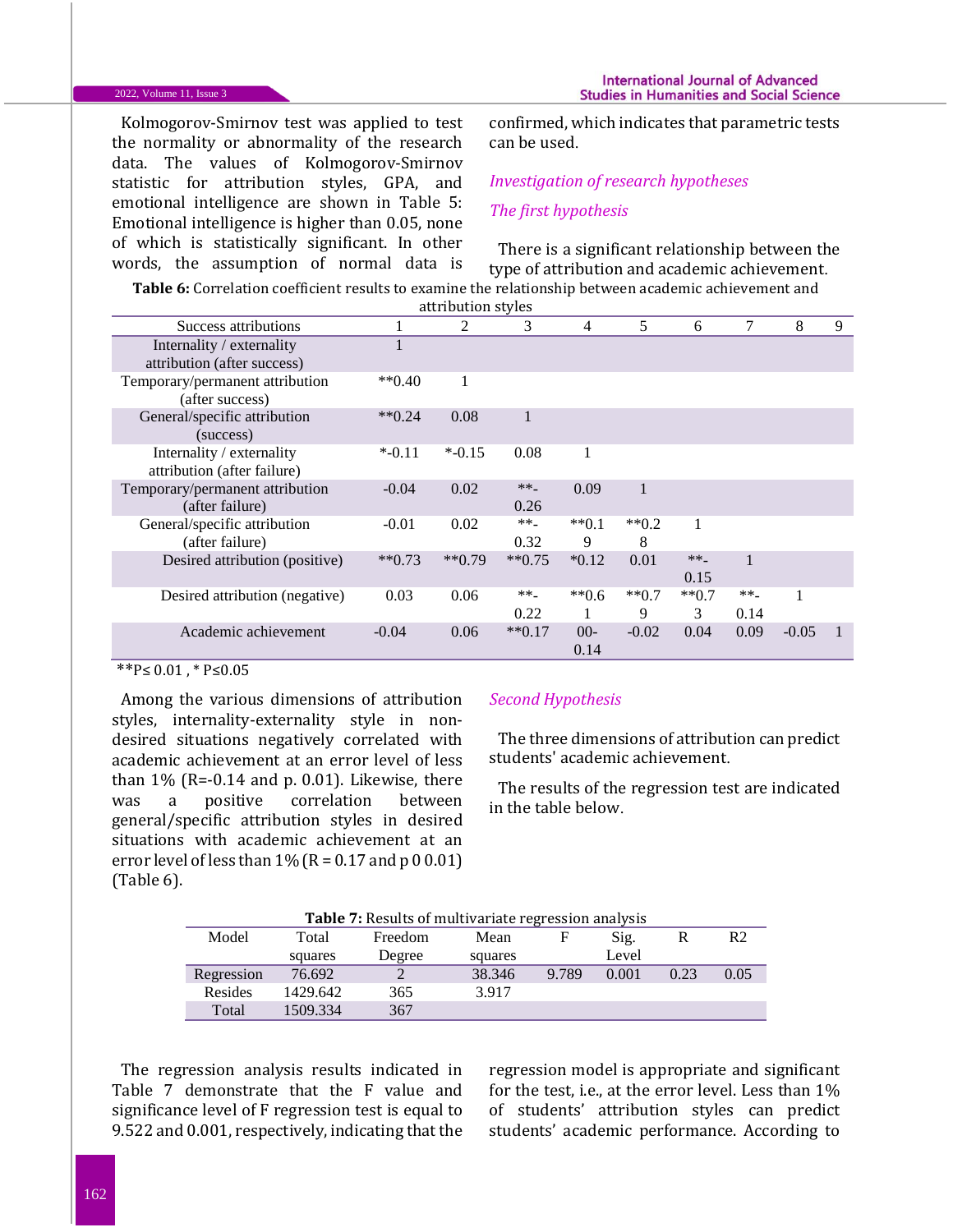Kolmogorov-Smirnov test was applied to test the normality or abnormality of the research data. The values of Kolmogorov-Smirnov statistic for attribution styles, GPA, and emotional intelligence are shown in Table 5: Emotional intelligence is higher than 0.05, none of which is statistically significant. In other words, the assumption of normal data is confirmed, which indicates that parametric tests can be used.

### *Investigation of research hypotheses*

#### *The first hypothesis*

There is a significant relationship between the type of attribution and academic achievement.

**Table 6:** Correlation coefficient results to examine the relationship between academic achievement and attribution styles

| Success attributions | 1 | 2 | 3 | 4 | 5 | 6 | 7 | 8 | 9 |
|---|---|---|---|---|---|---|---|---|---|
| Internality / externality attribution (after success) | 1 | | | | | | | | |
| Temporary/permanent attribution (after success) | **0.40 | 1 | | | | | | | |
| General/specific attribution (success) | **0.24 | 0.08 | 1 | | | | | | |
| Internality / externality attribution (after failure) | *-0.11 | *-0.15 | 0.08 | 1 | | | | | |
| Temporary/permanent attribution (after failure) | -0.04 | 0.02 | **-0.26 | 0.09 | 1 | | | | |
| General/specific attribution (after failure) | -0.01 | 0.02 | **-0.32 | **0.19 | **0.28 | 1 | | | |
| Desired attribution (positive) | **0.73 | **0.79 | **0.75 | *0.12 | 0.01 | **-0.15 | 1 | | |
| Desired attribution (negative) | 0.03 | 0.06 | **-0.22 | **0.61 | **0.79 | **0.73 | **-0.14 | 1 | |
| Academic achievement | -0.04 | 0.06 | **0.17 | 00-0.14 | -0.02 | 0.04 | 0.09 | -0.05 | 1 |

**P≤ 0.01 , * P≤0.05

Among the various dimensions of attribution styles, internality-externality style in non-desired situations negatively correlated with academic achievement at an error level of less than 1% (R=-0.14 and p. 0.01). Likewise, there was a positive correlation between general/specific attribution styles in desired situations with academic achievement at an error level of less than 1% (R = 0.17 and p 0 0.01) (Table 6).

#### *Second Hypothesis*

The three dimensions of attribution can predict students' academic achievement.

The results of the regression test are indicated in the table below.

**Table 7:** Results of multivariate regression analysis

| Model | Total squares | Freedom Degree | Mean squares | F | Sig. Level | R | R2 |
|---|---|---|---|---|---|---|---|
| Regression | 76.692 | 2 | 38.346 | 9.789 | 0.001 | 0.23 | 0.05 |
| Resides | 1429.642 | 365 | 3.917 | | | | |
| Total | 1509.334 | 367 | | | | | |

The regression analysis results indicated in Table 7 demonstrate that the F value and significance level of F regression test is equal to 9.522 and 0.001, respectively, indicating that the regression model is appropriate and significant for the test, i.e., at the error level. Less than 1% of students' attribution styles can predict students' academic performance. According to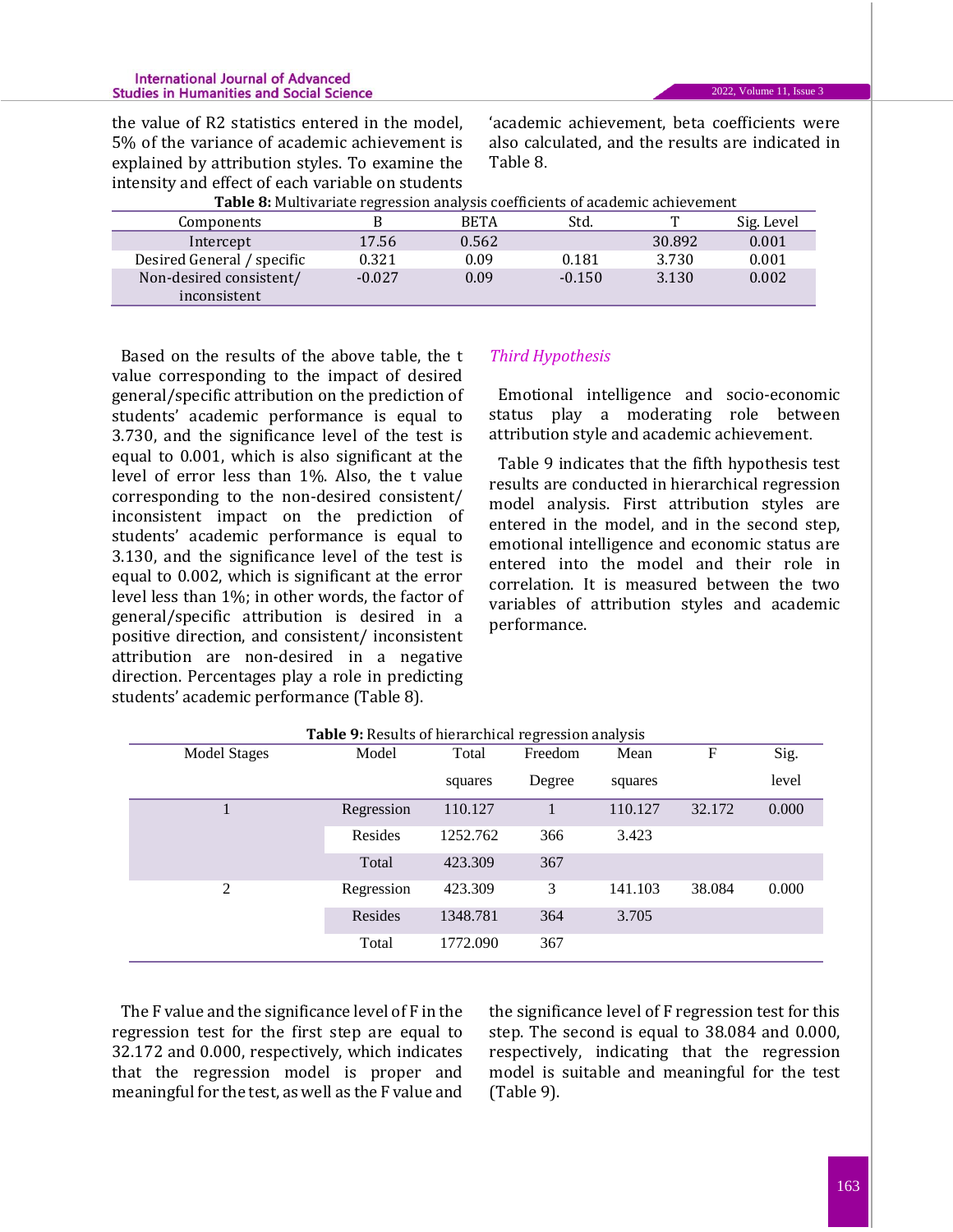the value of R2 statistics entered in the model, 5% of the variance of academic achievement is explained by attribution styles. To examine the intensity and effect of each variable on students 'academic achievement, beta coefficients were also calculated, and the results are indicated in Table 8.

**Table 8:** Multivariate regression analysis coefficients of academic achievement

| Components | B | BETA | Std. | T | Sig. Level |
|---|---|---|---|---|---|
| Intercept | 17.56 | 0.562 | | 30.892 | 0.001 |
| Desired General / specific | 0.321 | 0.09 | 0.181 | 3.730 | 0.001 |
| Non-desired consistent/ inconsistent | -0.027 | 0.09 | -0.150 | 3.130 | 0.002 |

Based on the results of the above table, the t value corresponding to the impact of desired general/specific attribution on the prediction of students' academic performance is equal to 3.730, and the significance level of the test is equal to 0.001, which is also significant at the level of error less than 1%. Also, the t value corresponding to the non-desired consistent/ inconsistent impact on the prediction of students' academic performance is equal to 3.130, and the significance level of the test is equal to 0.002, which is significant at the error level less than 1%; in other words, the factor of general/specific attribution is desired in a positive direction, and consistent/ inconsistent attribution are non-desired in a negative direction. Percentages play a role in predicting students' academic performance (Table 8).

*Third Hypothesis*

Emotional intelligence and socio-economic status play a moderating role between attribution style and academic achievement.

Table 9 indicates that the fifth hypothesis test results are conducted in hierarchical regression model analysis. First attribution styles are entered in the model, and in the second step, emotional intelligence and economic status are entered into the model and their role in correlation. It is measured between the two variables of attribution styles and academic performance.

**Table 9:** Results of hierarchical regression analysis

| Model Stages | Model | Total squares | Freedom Degree | Mean squares | F | Sig. level |
|---|---|---|---|---|---|---|
| 1 | Regression | 110.127 | 1 | 110.127 | 32.172 | 0.000 |
| | Resides | 1252.762 | 366 | 3.423 | | |
| | Total | 423.309 | 367 | | | |
| 2 | Regression | 423.309 | 3 | 141.103 | 38.084 | 0.000 |
| | Resides | 1348.781 | 364 | 3.705 | | |
| | Total | 1772.090 | 367 | | | |

The F value and the significance level of F in the regression test for the first step are equal to 32.172 and 0.000, respectively, which indicates that the regression model is proper and meaningful for the test, as well as the F value and the significance level of F regression test for this step. The second is equal to 38.084 and 0.000, respectively, indicating that the regression model is suitable and meaningful for the test (Table 9).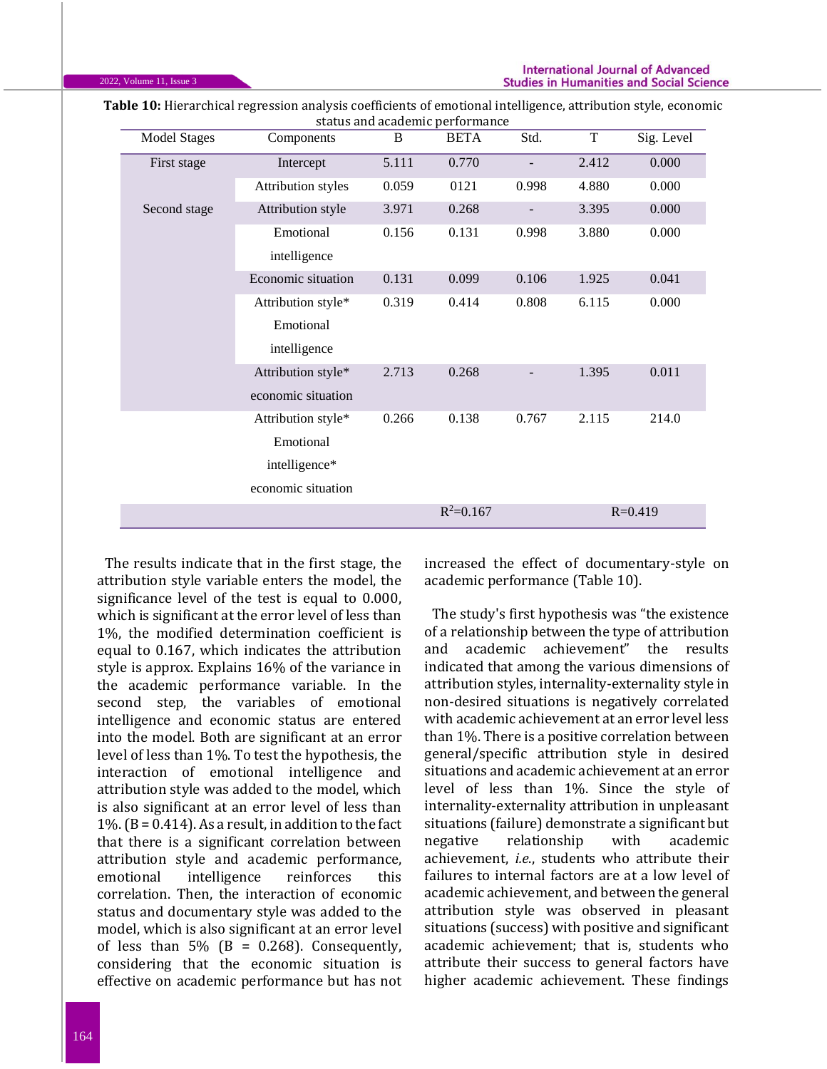**Table 10:** Hierarchical regression analysis coefficients of emotional intelligence, attribution style, economic status and academic performance

| Model Stages | Components | B | BETA | Std. | T | Sig. Level |
|---|---|---|---|---|---|---|
| First stage | Intercept | 5.111 | 0.770 | - | 2.412 | 0.000 |
| | Attribution styles | 0.059 | 0121 | 0.998 | 4.880 | 0.000 |
| Second stage | Attribution style | 3.971 | 0.268 | - | 3.395 | 0.000 |
| | Emotional intelligence | 0.156 | 0.131 | 0.998 | 3.880 | 0.000 |
| | Economic situation | 0.131 | 0.099 | 0.106 | 1.925 | 0.041 |
| | Attribution style* Emotional intelligence | 0.319 | 0.414 | 0.808 | 6.115 | 0.000 |
| | Attribution style* economic situation | 2.713 | 0.268 | - | 1.395 | 0.011 |
| | Attribution style* Emotional intelligence* economic situation | 0.266 | 0.138 | 0.767 | 2.115 | 214.0 |
| | | | $R^2$=0.167 | | R=0.419 | |

The results indicate that in the first stage, the attribution style variable enters the model, the significance level of the test is equal to 0.000, which is significant at the error level of less than 1%, the modified determination coefficient is equal to 0.167, which indicates the attribution style is approx. Explains 16% of the variance in the academic performance variable. In the second step, the variables of emotional intelligence and economic status are entered into the model. Both are significant at an error level of less than 1%. To test the hypothesis, the interaction of emotional intelligence and attribution style was added to the model, which is also significant at an error level of less than 1%. (B = 0.414). As a result, in addition to the fact that there is a significant correlation between attribution style and academic performance, emotional intelligence reinforces this correlation. Then, the interaction of economic status and documentary style was added to the model, which is also significant at an error level of less than 5% (B = 0.268). Consequently, considering that the economic situation is effective on academic performance but has not increased the effect of documentary-style on academic performance (Table 10).

The study's first hypothesis was "the existence of a relationship between the type of attribution and academic achievement" the results indicated that among the various dimensions of attribution styles, internality-externality style in non-desired situations is negatively correlated with academic achievement at an error level less than 1%. There is a positive correlation between general/specific attribution style in desired situations and academic achievement at an error level of less than 1%. Since the style of internality-externality attribution in unpleasant situations (failure) demonstrate a significant but negative relationship with academic achievement, *i.e.*, students who attribute their failures to internal factors are at a low level of academic achievement, and between the general attribution style was observed in pleasant situations (success) with positive and significant academic achievement; that is, students who attribute their success to general factors have higher academic achievement. These findings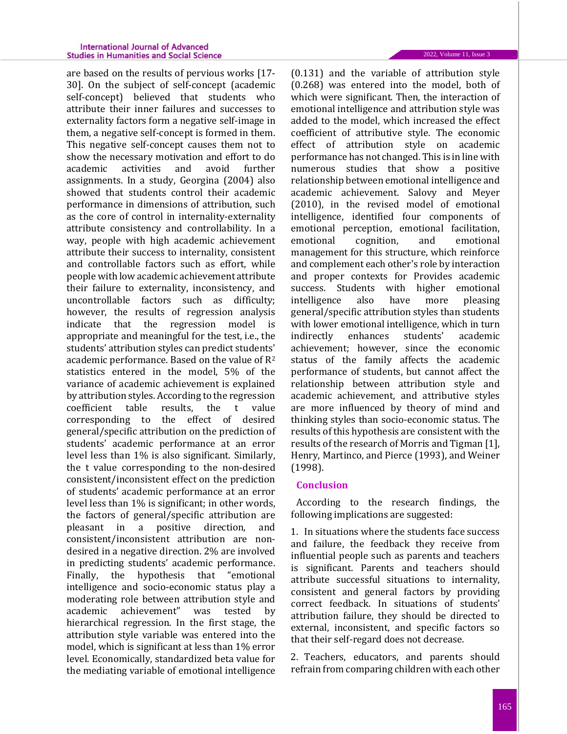are based on the results of pervious works [17-30]. On the subject of self-concept (academic self-concept) believed that students who attribute their inner failures and successes to externality factors form a negative self-image in them, a negative self-concept is formed in them. This negative self-concept causes them not to show the necessary motivation and effort to do academic activities and avoid further assignments. In a study, Georgina (2004) also showed that students control their academic performance in dimensions of attribution, such as the core of control in internality-externality attribute consistency and controllability. In a way, people with high academic achievement attribute their success to internality, consistent and controllable factors such as effort, while people with low academic achievement attribute their failure to externality, inconsistency, and uncontrollable factors such as difficulty; however, the results of regression analysis indicate that the regression model is appropriate and meaningful for the test, i.e., the students' attribution styles can predict students' academic performance. Based on the value of $R^2$ statistics entered in the model, 5% of the variance of academic achievement is explained by attribution styles. According to the regression coefficient table results, the t value corresponding to the effect of desired general/specific attribution on the prediction of students' academic performance at an error level less than 1% is also significant. Similarly, the t value corresponding to the non-desired consistent/inconsistent effect on the prediction of students' academic performance at an error level less than 1% is significant; in other words, the factors of general/specific attribution are pleasant in a positive direction, and consistent/inconsistent attribution are non-desired in a negative direction. 2% are involved in predicting students' academic performance. Finally, the hypothesis that "emotional intelligence and socio-economic status play a moderating role between attribution style and academic achievement" was tested by hierarchical regression. In the first stage, the attribution style variable was entered into the model, which is significant at less than 1% error level. Economically, standardized beta value for the mediating variable of emotional intelligence (0.131) and the variable of attribution style (0.268) was entered into the model, both of which were significant. Then, the interaction of emotional intelligence and attribution style was added to the model, which increased the effect coefficient of attributive style. The economic effect of attribution style on academic performance has not changed. This is in line with numerous studies that show a positive relationship between emotional intelligence and academic achievement. Salovy and Meyer (2010), in the revised model of emotional intelligence, identified four components of emotional perception, emotional facilitation, emotional cognition, and emotional management for this structure, which reinforce and complement each other's role by interaction and proper contexts for Provides academic success. Students with higher emotional intelligence also have more pleasing general/specific attribution styles than students with lower emotional intelligence, which in turn indirectly enhances students' academic achievement; however, since the economic status of the family affects the academic performance of students, but cannot affect the relationship between attribution style and academic achievement, and attributive styles are more influenced by theory of mind and thinking styles than socio-economic status. The results of this hypothesis are consistent with the results of the research of Morris and Tigman [1], Henry, Martinco, and Pierce (1993), and Weiner (1998).

## Conclusion

According to the research findings, the following implications are suggested:

1. In situations where the students face success and failure, the feedback they receive from influential people such as parents and teachers is significant. Parents and teachers should attribute successful situations to internality, consistent and general factors by providing correct feedback. In situations of students' attribution failure, they should be directed to external, inconsistent, and specific factors so that their self-regard does not decrease.

2. Teachers, educators, and parents should refrain from comparing children with each other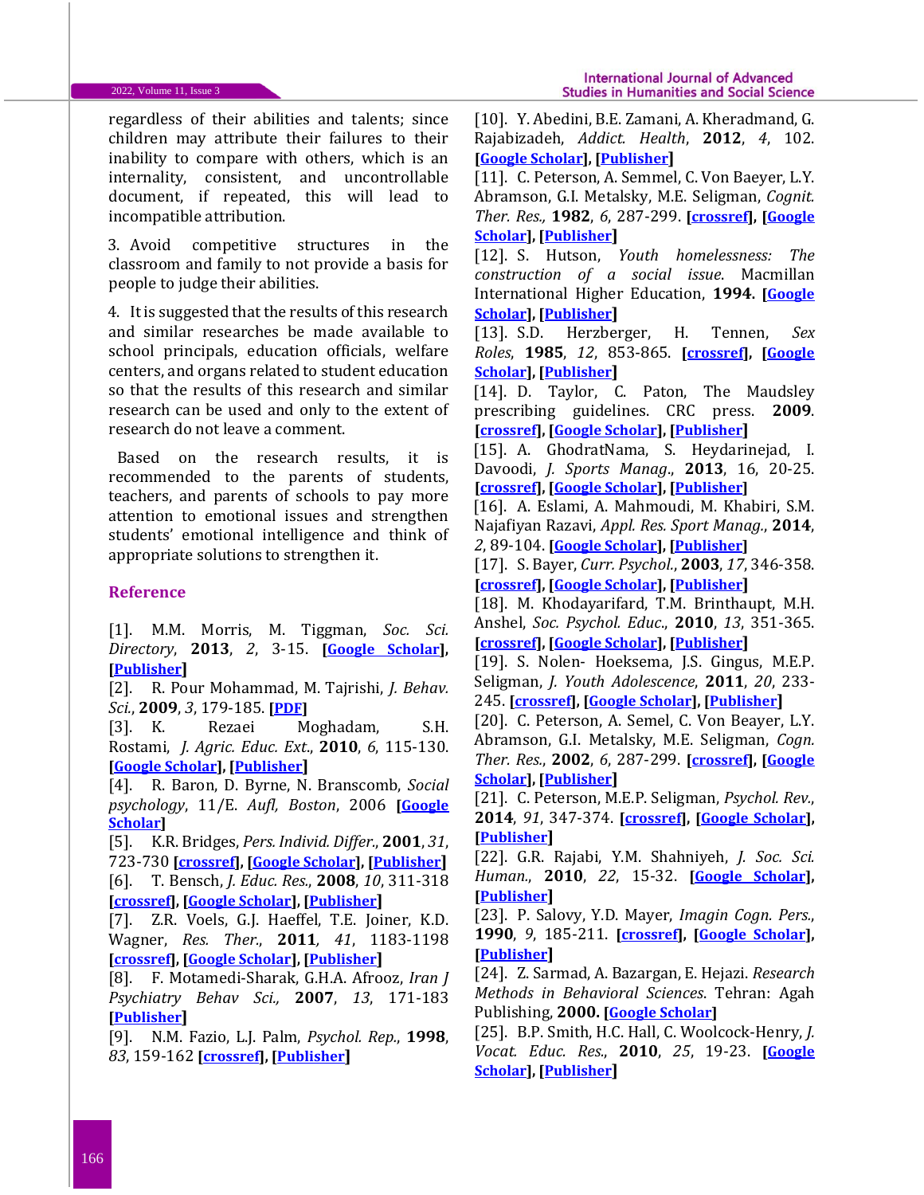regardless of their abilities and talents; since children may attribute their failures to their inability to compare with others, which is an internality, consistent, and uncontrollable document, if repeated, this will lead to incompatible attribution.

3. Avoid competitive structures in the classroom and family to not provide a basis for people to judge their abilities.

4. It is suggested that the results of this research and similar researches be made available to school principals, education officials, welfare centers, and organs related to student education so that the results of this research and similar research can be used and only to the extent of research do not leave a comment.

Based on the research results, it is recommended to the parents of students, teachers, and parents of schools to pay more attention to emotional issues and strengthen students' emotional intelligence and think of appropriate solutions to strengthen it.

## Reference

[1]. M.M. Morris, M. Tiggman, *Soc. Sci. Directory*, **2013**, *2*, 3-15. [**Google Scholar**], [**Publisher**]

[2]. R. Pour Mohammad, M. Tajrishi, *J. Behav. Sci.*, **2009**, *3*, 179-185. [**PDF**]

[3]. K. Rezaei Moghadam, S.H. Rostami, *J. Agric. Educ. Ext.*, **2010**, *6*, 115-130. [**Google Scholar**], [**Publisher**]

[4]. R. Baron, D. Byrne, N. Branscomb, *Social psychology*, 11/E. *Aufl, Boston*, 2006 [**Google Scholar**]

[5]. K.R. Bridges, *Pers. Individ. Differ.*, **2001**, *31*, 723-730 [**crossref**], [**Google Scholar**], [**Publisher**]

[6]. T. Bensch, *J. Educ. Res.*, **2008**, *10*, 311-318 [**crossref**], [**Google Scholar**], [**Publisher**]

[7]. Z.R. Voels, G.J. Haeffel, T.E. Joiner, K.D. Wagner, *Res. Ther.*, **2011**, *41*, 1183-1198 [**crossref**], [**Google Scholar**], [**Publisher**]

[8]. F. Motamedi-Sharak, G.H.A. Afrooz, *Iran J Psychiatry Behav Sci.*, **2007**, *13*, 171-183 [**Publisher**]

[9]. N.M. Fazio, L.J. Palm, *Psychol. Rep.*, **1998**, *83*, 159-162 [**crossref**], [**Publisher**]

[10]. Y. Abedini, B.E. Zamani, A. Kheradmand, G. Rajabizadeh, *Addict. Health*, **2012**, *4*, 102. [**Google Scholar**], [**Publisher**]

[11]. C. Peterson, A. Semmel, C. Von Baeyer, L.Y. Abramson, G.I. Metalsky, M.E. Seligman, *Cognit. Ther. Res.*, **1982**, *6*, 287-299. [**crossref**], [**Google Scholar**], [**Publisher**]

[12]. S. Hutson, *Youth homelessness: The construction of a social issue*. Macmillan International Higher Education, **1994**. [**Google Scholar**], [**Publisher**]

[13]. S.D. Herzberger, H. Tennen, *Sex Roles*, **1985**, *12*, 853-865. [**crossref**], [**Google Scholar**], [**Publisher**]

[14]. D. Taylor, C. Paton, The Maudsley prescribing guidelines. CRC press. **2009**. [**crossref**], [**Google Scholar**], [**Publisher**]

[15]. A. GhodratNama, S. Heydarinejad, I. Davoodi, *J. Sports Manag.*, **2013**, 16, 20-25. [**crossref**], [**Google Scholar**], [**Publisher**]

[16]. A. Eslami, A. Mahmoudi, M. Khabiri, S.M. Najafiyan Razavi, *Appl. Res. Sport Manag.*, **2014**, *2*, 89-104. [**Google Scholar**], [**Publisher**]

[17]. S. Bayer, *Curr. Psychol.*, **2003**, *17*, 346-358. [**crossref**], [**Google Scholar**], [**Publisher**]

[18]. M. Khodayarifard, T.M. Brinthaupt, M.H. Anshel, *Soc. Psychol. Educ.*, **2010**, *13*, 351-365. [**crossref**], [**Google Scholar**], [**Publisher**]

[19]. S. Nolen- Hoeksema, J.S. Gingus, M.E.P. Seligman, *J. Youth Adolescence*, **2011**, *20*, 233-245. [**crossref**], [**Google Scholar**], [**Publisher**]

[20]. C. Peterson, A. Semel, C. Von Beayer, L.Y. Abramson, G.I. Metalsky, M.E. Seligman, *Cogn. Ther. Res.*, **2002**, *6*, 287-299. [**crossref**], [**Google Scholar**], [**Publisher**]

[21]. C. Peterson, M.E.P. Seligman, *Psychol. Rev.*, **2014**, *91*, 347-374. [**crossref**], [**Google Scholar**], [**Publisher**]

[22]. G.R. Rajabi, Y.M. Shahniyeh, *J. Soc. Sci. Human.*, **2010**, *22*, 15-32. [**Google Scholar**], [**Publisher**]

[23]. P. Salovy, Y.D. Mayer, *Imagin Cogn. Pers.*, **1990**, *9*, 185-211. [**crossref**], [**Google Scholar**], [**Publisher**]

[24]. Z. Sarmad, A. Bazargan, E. Hejazi. *Research Methods in Behavioral Sciences*. Tehran: Agah Publishing, **2000.** [**Google Scholar**]

[25]. B.P. Smith, H.C. Hall, C. Woolcock-Henry, *J. Vocat. Educ. Res.*, **2010**, *25*, 19-23. [**Google Scholar**], [**Publisher**]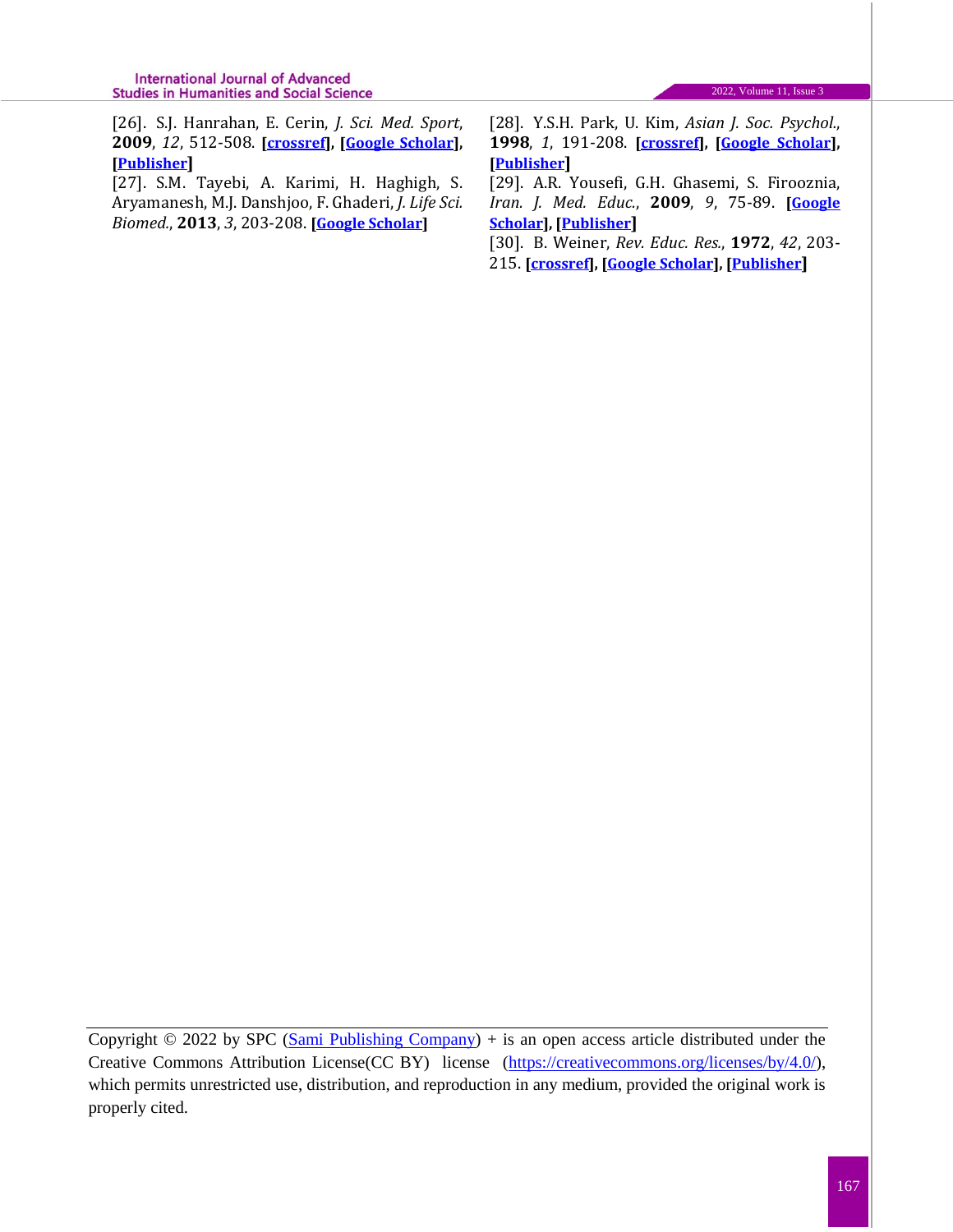[26]. S.J. Hanrahan, E. Cerin, *J. Sci. Med. Sport*, **2009**, *12*, 512-508. **[crossref], [Google Scholar], [Publisher]**

[27]. S.M. Tayebi, A. Karimi, H. Haghigh, S. Aryamanesh, M.J. Danshjoo, F. Ghaderi, *J. Life Sci. Biomed.*, **2013**, *3*, 203-208. **[Google Scholar]**

[28]. Y.S.H. Park, U. Kim, *Asian J. Soc. Psychol.*, **1998**, *1*, 191-208. **[crossref], [Google Scholar], [Publisher]**

[29]. A.R. Yousefi, G.H. Ghasemi, S. Firooznia, *Iran. J. Med. Educ.*, **2009**, *9*, 75-89. **[Google Scholar], [Publisher]**

[30]. B. Weiner, *Rev. Educ. Res.*, **1972**, *42*, 203-215. **[crossref], [Google Scholar], [Publisher]**

---

Copyright © 2022 by SPC (Sami Publishing Company) + is an open access article distributed under the Creative Commons Attribution License(CC BY) license (https://creativecommons.org/licenses/by/4.0/), which permits unrestricted use, distribution, and reproduction in any medium, provided the original work is properly cited.